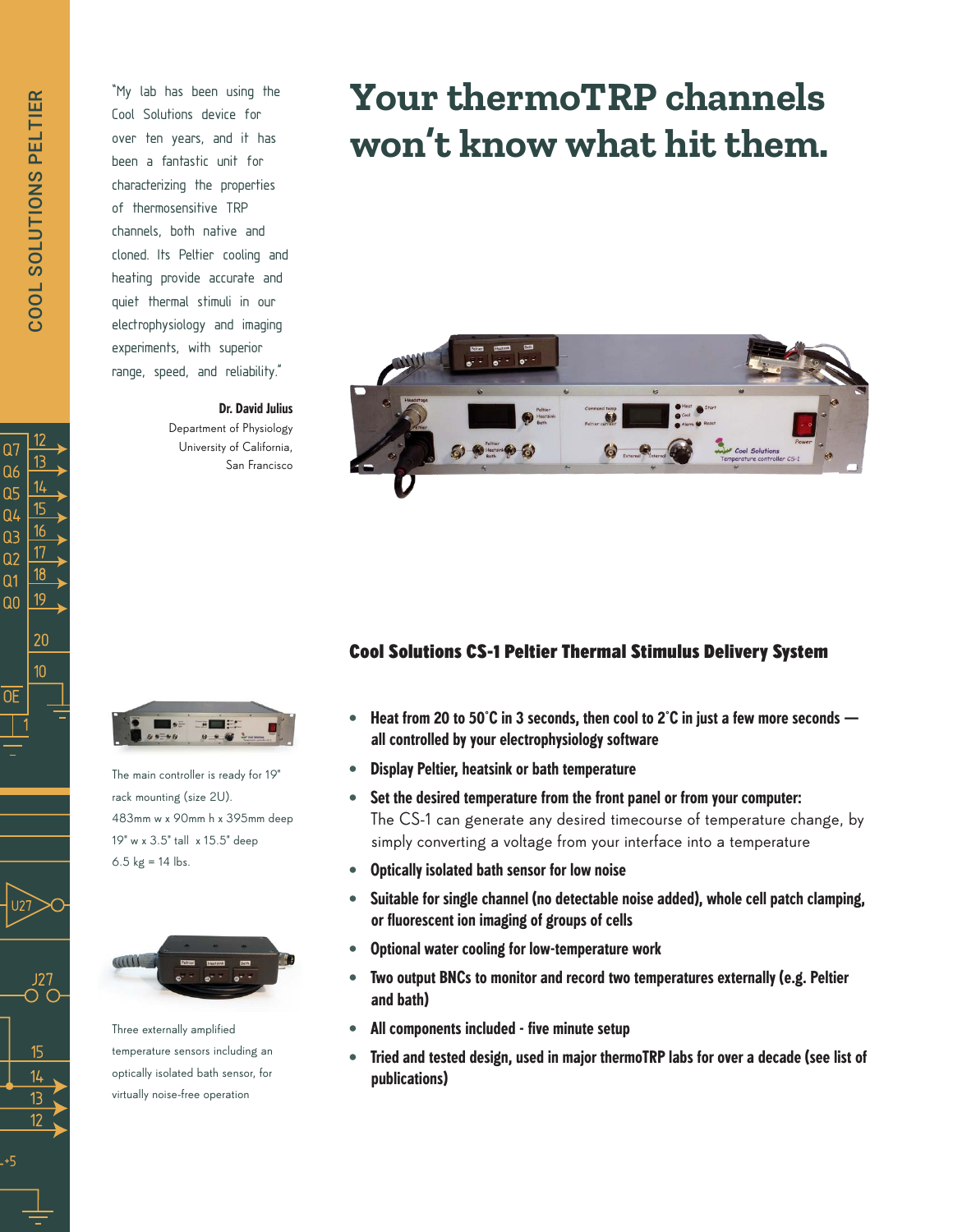COOL SOLUTIONS PELTIER

"My lab has been using the Cool Solutions device for over ten years, and it has been a fantastic unit for characterizing the properties of thermosensitive TRP channels, both native and cloned. Its Peltier cooling and heating provide accurate and quiet thermal stimuli in our electrophysiology and imaging experiments, with superior range, speed, and reliability."

**Dr. David Julius**
Department of Physiology
University of California, San Francisco

# Your thermoTRP channels won't know what hit them.

The main controller is ready for 19" rack mounting (size 2U).
483mm w x 90mm h x 395mm deep
19" w x 3.5" tall x 15.5" deep
6.5 kg = 14 lbs.

Three externally amplified temperature sensors including an optically isolated bath sensor, for virtually noise-free operation

## Cool Solutions CS-1 Peltier Thermal Stimulus Delivery System

- **Heat from 20 to 50˚C in 3 seconds, then cool to 2˚C in just a few more seconds — all controlled by your electrophysiology software**
- **Display Peltier, heatsink or bath temperature**
- **Set the desired temperature from the front panel or from your computer:** The CS-1 can generate any desired timecourse of temperature change, by simply converting a voltage from your interface into a temperature
- **Optically isolated bath sensor for low noise**
- **Suitable for single channel (no detectable noise added), whole cell patch clamping, or fluorescent ion imaging of groups of cells**
- **Optional water cooling for low-temperature work**
- **Two output BNCs to monitor and record two temperatures externally (e.g. Peltier and bath)**
- **All components included - five minute setup**
- **Tried and tested design, used in major thermoTRP labs for over a decade (see list of publications)**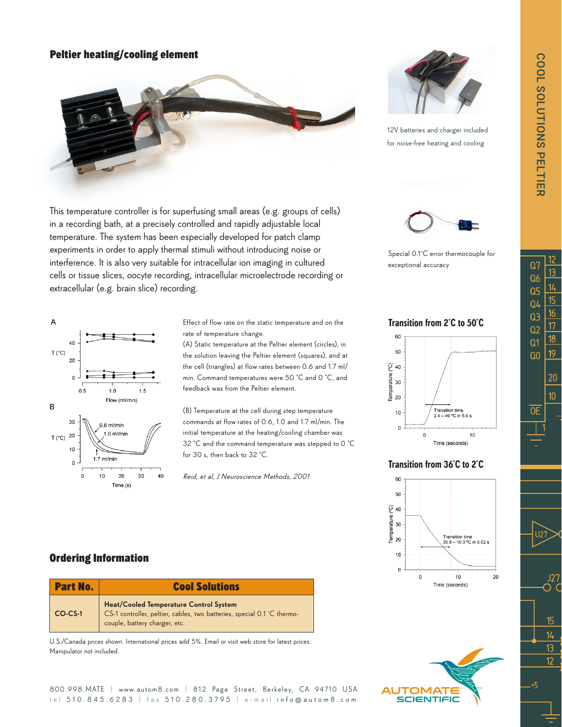## Peltier heating/cooling element

This temperature controller is for superfusing small areas (e.g. groups of cells) in a recording bath, at a precisely controlled and rapidly adjustable local temperature. The system has been especially developed for patch clamp experiments in order to apply thermal stimuli without introducing noise or interference. It is also very suitable for intracellular ion imaging in cultured cells or tissue slices, oocyte recording, intracellular microelectrode recording or extracellular (e.g. brain slice) recording.

12V batteries and charger included for noise-free heating and cooling

Special 0.1°C error thermocouple for exceptional accuracy

A

T (°C)

40
20
0

0.5 1.0 1.5

Flow (ml/min)

B

T (°C)

30
20
10
0

0.6 ml/min
1.0 ml/min
1.7 ml/min

0 10 20 30 40

Time (s)

Effect of flow rate on the static temperature and on the rate of temperature change.

(A) Static temperature at the Peltier element (circles), in the solution leaving the Peltier element (squares), and at the cell (triangles) at flow rates between 0.6 and 1.7 ml/min. Command temperatures were 50 °C and 0 °C, and feedback was from the Peltier element.

(B) Temperature at the cell during step temperature commands at flow rates of 0.6, 1.0 and 1.7 ml/min. The initial temperature at the heating/cooling chamber was 32 °C and the command temperature was stepped to 0 °C for 30 s, then back to 32 °C.

*Reid, et al, J Neuroscience Methods, 2001*

### Transition from 2°C to 50°C

Temperature (°C)

60
50
40
30
20
10
0

Transition time
2.4 – 49 °C in 5.6 s

0 10

Time (seconds)

### Transition from 36°C to 2°C

Temperature (°C)

60
50
40
30
20
10
0

Transition time
35.8 – 10.0 °C in 8.02 s

0 10 20

Time (seconds)

## Ordering Information

| Part No. | Cool Solutions |
| --- | --- |
| CO-CS-1 | **Heat/Cooled Temperature Control System**<br>CS-1 controller, peltier, cables, two batteries, special 0.1 °C thermo-couple, battery charger, etc. |

U.S./Canada prices shown. International prices add 5%. Email or visit web store for latest prices. Manipulator not included.

800.998.MATE | www.autom8.com | 812 Page Street, Berkeley, CA 94710 USA
tel 510.845.6283 | fax 510.280.3795 | e-mail info@autom8.com

AUTOMATE SCIENTIFIC

COOL SOLUTIONS PELTIER